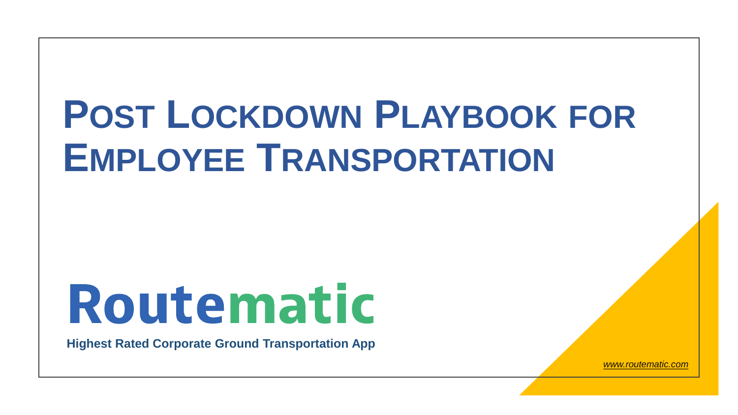# Post Lockdown Playbook for Employee Transportation

Routematic

**Highest Rated Corporate Ground Transportation App**

*www.routematic.com*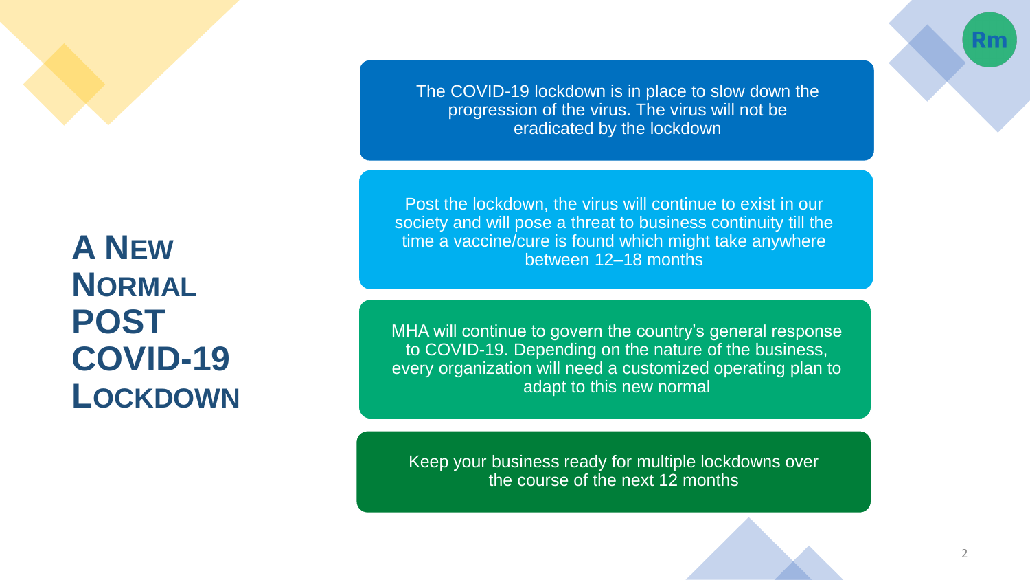# A New Normal Post COVID-19 Lockdown

The COVID-19 lockdown is in place to slow down the progression of the virus. The virus will not be eradicated by the lockdown

Post the lockdown, the virus will continue to exist in our society and will pose a threat to business continuity till the time a vaccine/cure is found which might take anywhere between 12–18 months

MHA will continue to govern the country's general response to COVID-19. Depending on the nature of the business, every organization will need a customized operating plan to adapt to this new normal

Keep your business ready for multiple lockdowns over the course of the next 12 months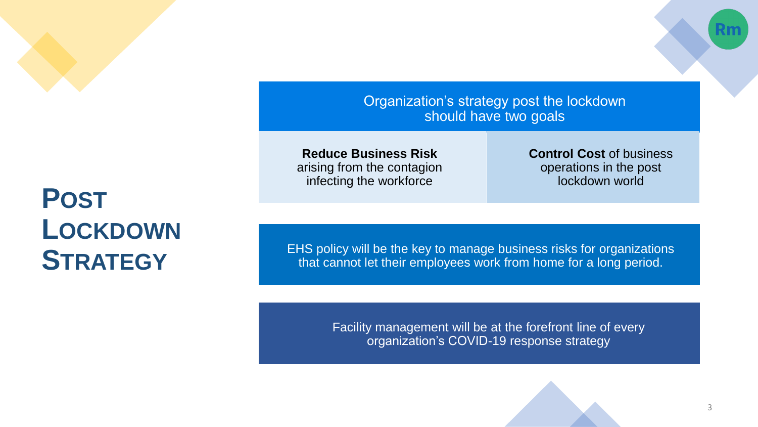# POST LOCKDOWN STRATEGY

Organization's strategy post the lockdown should have two goals

| **Reduce Business Risk** arising from the contagion infecting the workforce | **Control Cost** of business operations in the post lockdown world |
| --- | --- |

EHS policy will be the key to manage business risks for organizations that cannot let their employees work from home for a long period.

Facility management will be at the forefront line of every organization's COVID-19 response strategy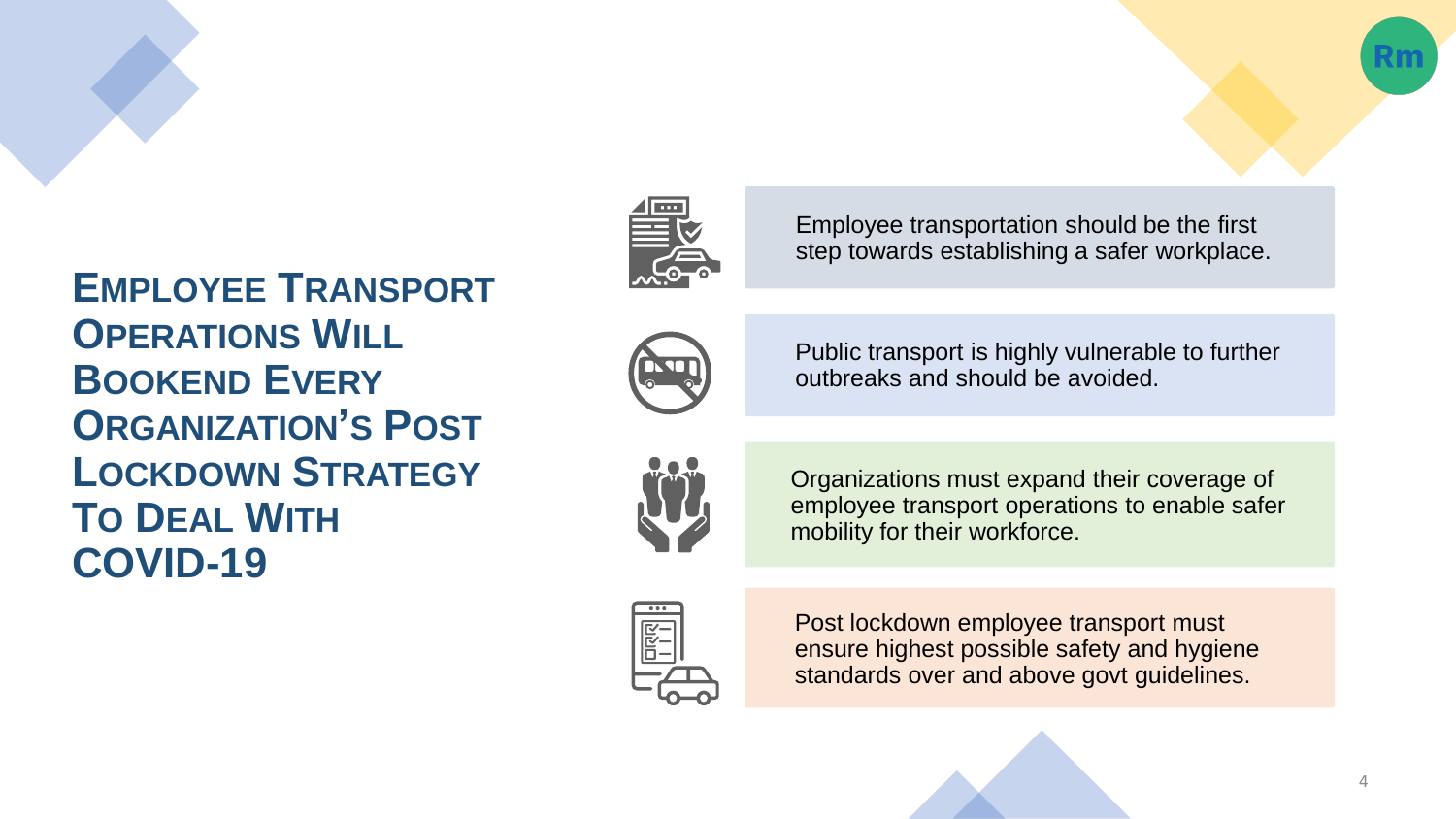# Employee Transport Operations Will Bookend Every Organization's Post Lockdown Strategy To Deal With COVID-19

- Employee transportation should be the first step towards establishing a safer workplace.
- Public transport is highly vulnerable to further outbreaks and should be avoided.
- Organizations must expand their coverage of employee transport operations to enable safer mobility for their workforce.
- Post lockdown employee transport must ensure highest possible safety and hygiene standards over and above govt guidelines.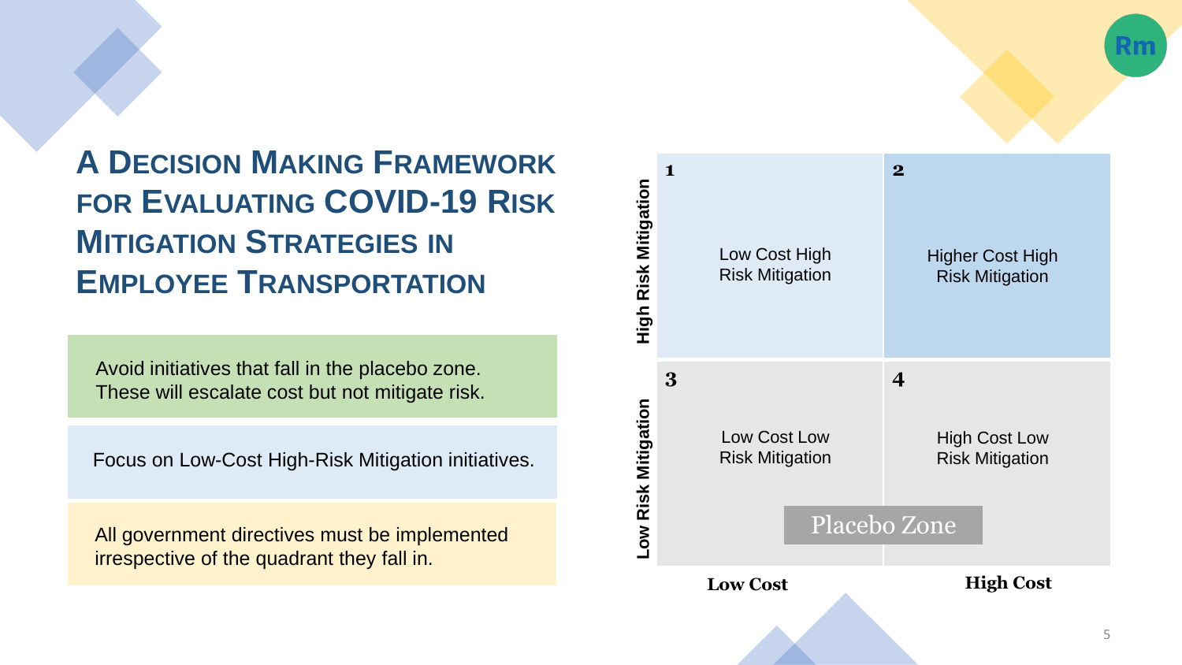# A Decision Making Framework for Evaluating COVID-19 Risk Mitigation Strategies in Employee Transportation

Avoid initiatives that fall in the placebo zone. These will escalate cost but not mitigate risk.

Focus on Low-Cost High-Risk Mitigation initiatives.

All government directives must be implemented irrespective of the quadrant they fall in.

| | Low Cost | High Cost |
| --- | --- | --- |
| **High Risk Mitigation** | **1** Low Cost High Risk Mitigation | **2** Higher Cost High Risk Mitigation |
| **Low Risk Mitigation** | **3** Low Cost Low Risk Mitigation | **4** High Cost Low Risk Mitigation |

Placebo Zone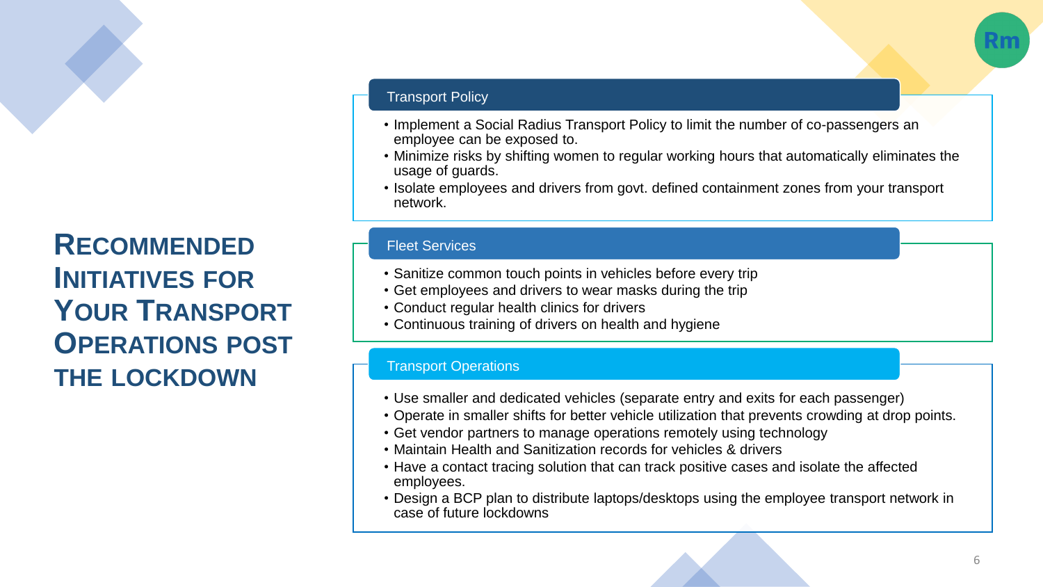# Recommended Initiatives for Your Transport Operations Post the Lockdown

## Transport Policy

- Implement a Social Radius Transport Policy to limit the number of co-passengers an employee can be exposed to.
- Minimize risks by shifting women to regular working hours that automatically eliminates the usage of guards.
- Isolate employees and drivers from govt. defined containment zones from your transport network.

## Fleet Services

- Sanitize common touch points in vehicles before every trip
- Get employees and drivers to wear masks during the trip
- Conduct regular health clinics for drivers
- Continuous training of drivers on health and hygiene

## Transport Operations

- Use smaller and dedicated vehicles (separate entry and exits for each passenger)
- Operate in smaller shifts for better vehicle utilization that prevents crowding at drop points.
- Get vendor partners to manage operations remotely using technology
- Maintain Health and Sanitization records for vehicles & drivers
- Have a contact tracing solution that can track positive cases and isolate the affected employees.
- Design a BCP plan to distribute laptops/desktops using the employee transport network in case of future lockdowns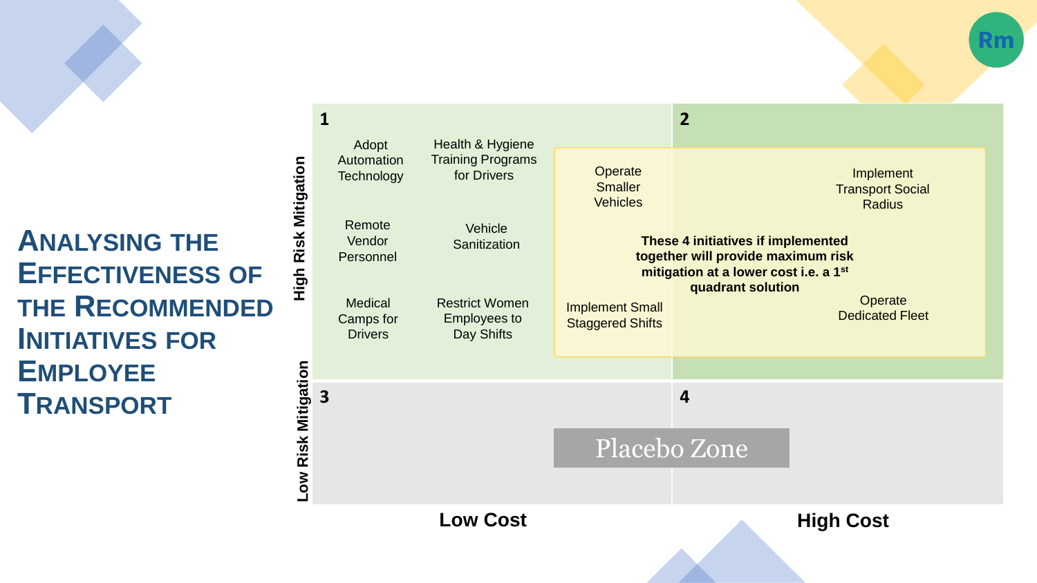# Analysing the Effectiveness of the Recommended Initiatives for Employee Transport

| | Low Cost | High Cost |
|---|---|---|
| **High Risk Mitigation** | **1**<br>Adopt Automation Technology<br>Health & Hygiene Training Programs for Drivers<br>Remote Vendor Personnel<br>Vehicle Sanitization<br>Medical Camps for Drivers<br>Restrict Women Employees to Day Shifts | **2** |
| **Low Risk Mitigation** | **3** | **4** |

Initiatives spanning quadrants 1 and 2:

- Operate Smaller Vehicles
- Implement Transport Social Radius
- Implement Small Staggered Shifts
- Operate Dedicated Fleet

**These 4 initiatives if implemented together will provide maximum risk mitigation at a lower cost i.e. a 1st quadrant solution**

Placebo Zone (spanning quadrants 3 and 4)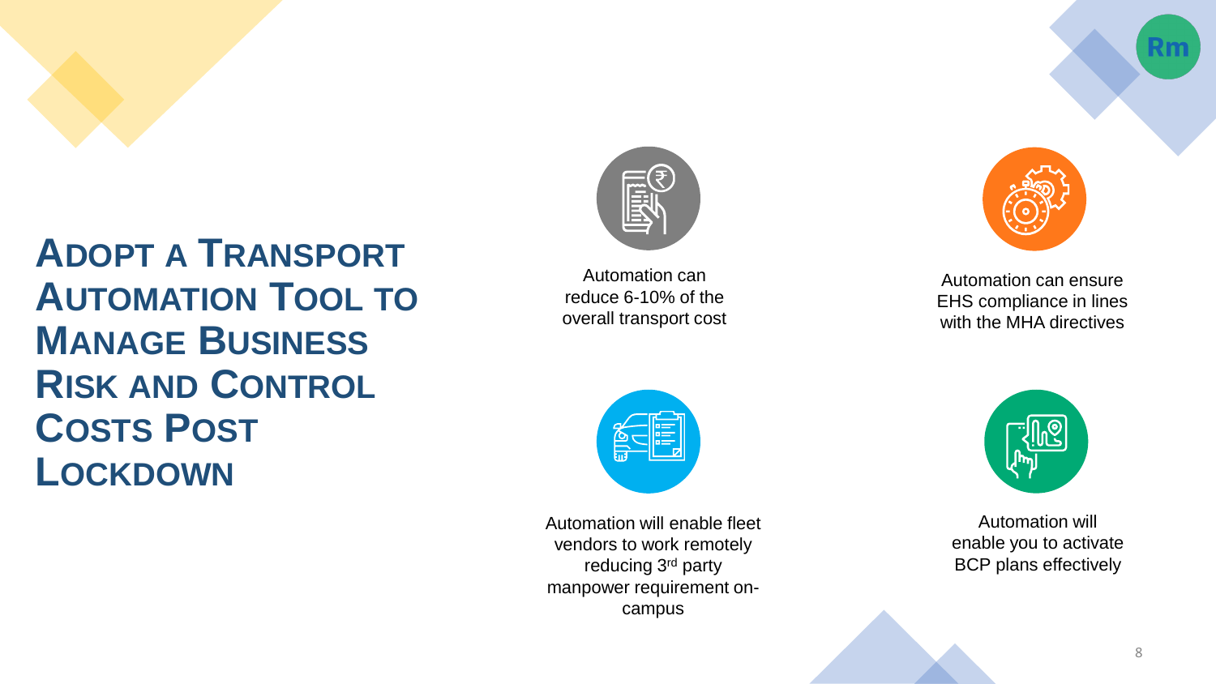# Adopt a Transport Automation Tool to Manage Business Risk and Control Costs Post Lockdown

- Automation can reduce 6-10% of the overall transport cost
- Automation can ensure EHS compliance in lines with the MHA directives
- Automation will enable fleet vendors to work remotely reducing 3rd party manpower requirement on-campus
- Automation will enable you to activate BCP plans effectively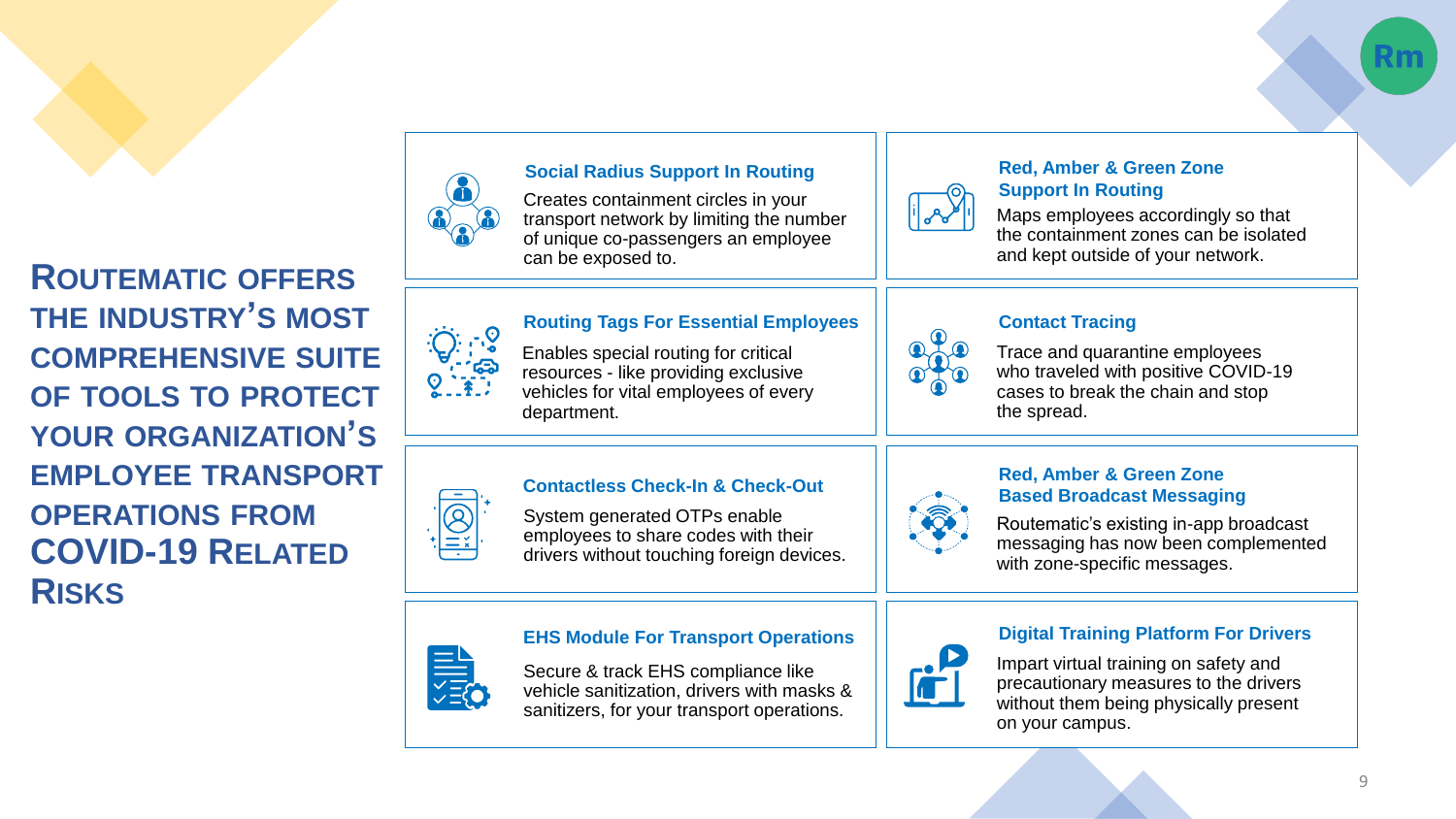# Routematic offers the industry's most comprehensive suite of tools to protect your organization's employee transport operations from COVID-19 related risks

### Social Radius Support In Routing

Creates containment circles in your transport network by limiting the number of unique co-passengers an employee can be exposed to.

### Red, Amber & Green Zone Support In Routing

Maps employees accordingly so that the containment zones can be isolated and kept outside of your network.

### Routing Tags For Essential Employees

Enables special routing for critical resources - like providing exclusive vehicles for vital employees of every department.

### Contact Tracing

Trace and quarantine employees who traveled with positive COVID-19 cases to break the chain and stop the spread.

### Contactless Check-In & Check-Out

System generated OTPs enable employees to share codes with their drivers without touching foreign devices.

### Red, Amber & Green Zone Based Broadcast Messaging

Routematic's existing in-app broadcast messaging has now been complemented with zone-specific messages.

### EHS Module For Transport Operations

Secure & track EHS compliance like vehicle sanitization, drivers with masks & sanitizers, for your transport operations.

### Digital Training Platform For Drivers

Impart virtual training on safety and precautionary measures to the drivers without them being physically present on your campus.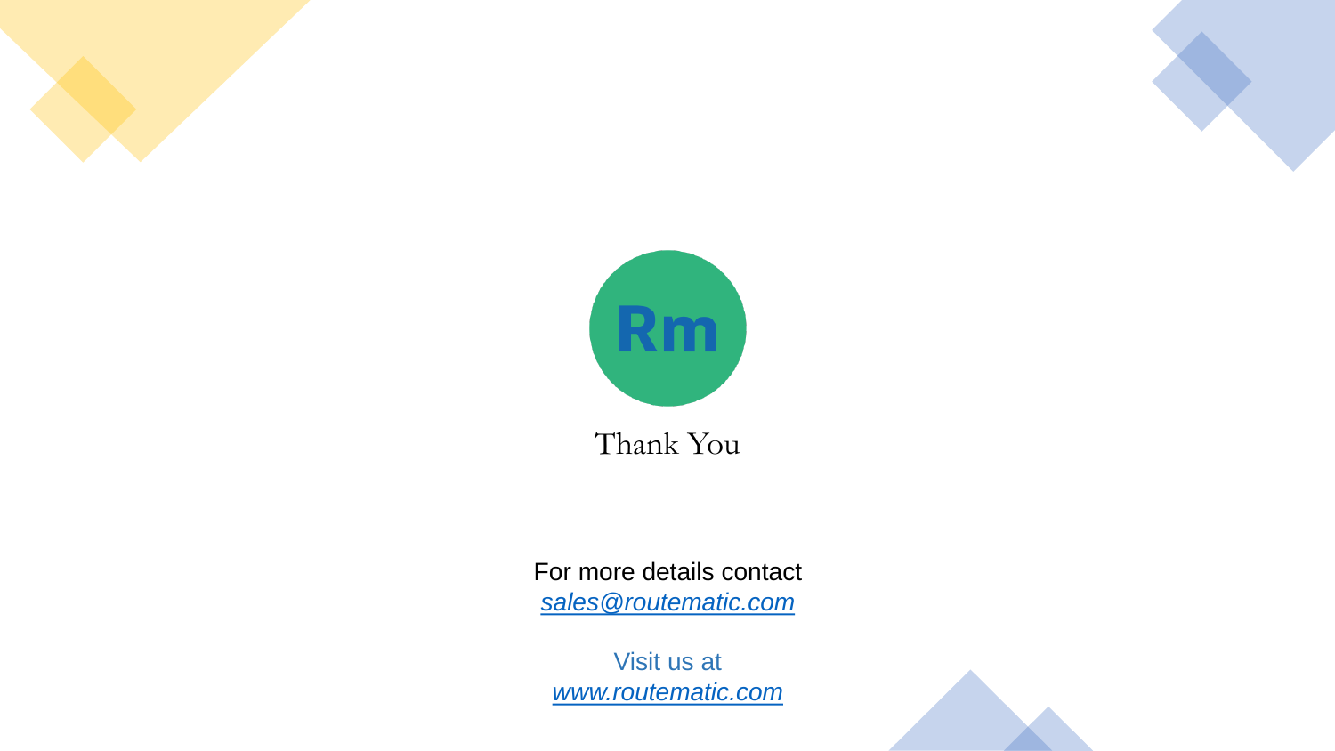Rm

Thank You

For more details contact
*sales@routematic.com*

Visit us at
*www.routematic.com*